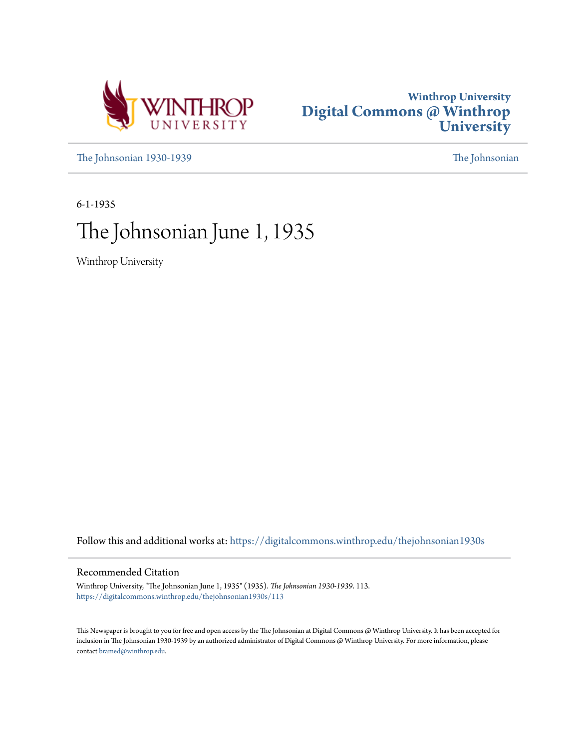Winthrop University

# Digital Commons @ Winthrop University

The Johnsonian 1930-1939

The Johnsonian

6-1-1935

# The Johnsonian June 1, 1935

Winthrop University

Follow this and additional works at: https://digitalcommons.winthrop.edu/thejohnsonian1930s

## Recommended Citation

Winthrop University, "The Johnsonian June 1, 1935" (1935). *The Johnsonian 1930-1939*. 113.
https://digitalcommons.winthrop.edu/thejohnsonian1930s/113

This Newspaper is brought to you for free and open access by the The Johnsonian at Digital Commons @ Winthrop University. It has been accepted for inclusion in The Johnsonian 1930-1939 by an authorized administrator of Digital Commons @ Winthrop University. For more information, please contact bramed@winthrop.edu.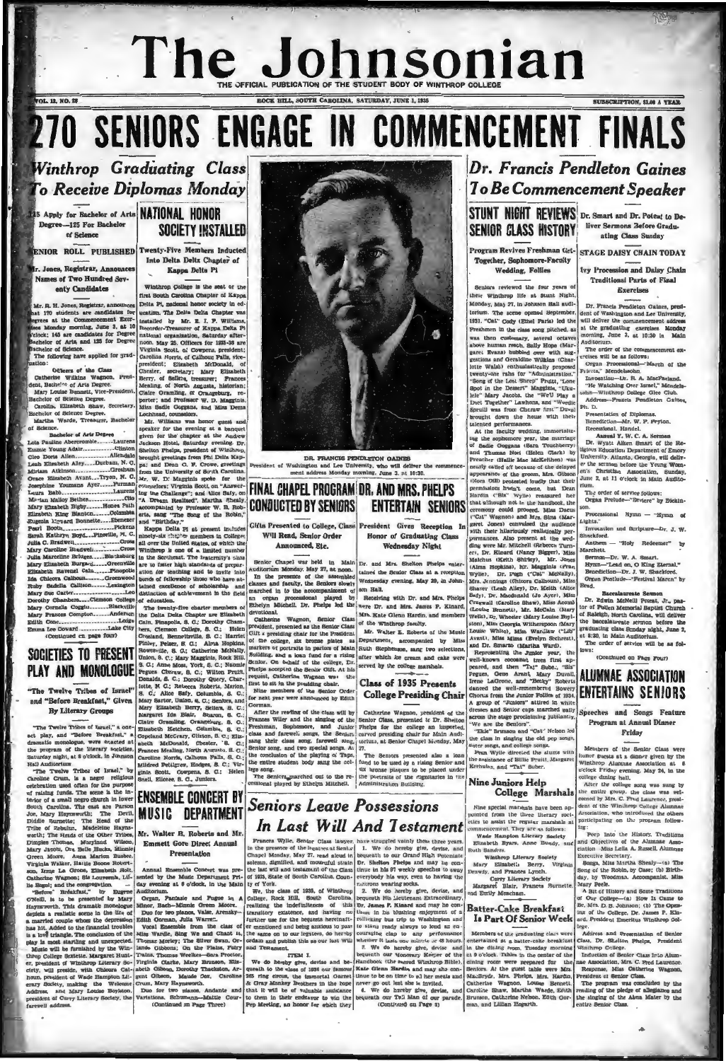# The Johnsonian

THE OFFICIAL PUBLICATION OF THE STUDENT BODY OF WINTHROP COLLEGE

VOL. 12, NO. 28 — ROCK HILL, SOUTH CAROLINA, SATURDAY, JUNE 1, 1935 — SUBSCRIPTION, $1.00 A YEAR

# 270 SENIORS ENGAGE IN COMMENCEMENT FINALS

## Winthrop Graduating Class To Receive Diplomas Monday

**145 Apply for Bachelor of Arts Degree—125 For Bachelor of Science**

**SENIOR ROLL PUBLISHED**

**Mr. Jones, Registrar, Announces Names of Two Hundred Seventy Candidates**

Mr. R. H. Jones, Registrar, announces that 270 students are candidates for degrees at the Commencement Exercises Monday morning, June 3, at 10 o'clock; 145 are candidates for Degree Bachelor of Arts and 125 for Degree Bachelor of Science.

The following have applied for graduation:

Officers of the Class

Catherine Wilkins Wagnon, President, Bachelor of Arts Degree.

Mary Louise Bennett, Vice-President, Bachelor of Science Degree.

Carolina Elizabeth Shaw, Secretary, Bachelor of Science Degree.

Martha Warde, Treasurer, Bachelor of Science.

Bachelor of Arts Degree

Lois Pauline Abercrombie........Laurens
Emmie Young Adair................Clinton
Cleo Doris Allen..................Allendale
Leah Elizabeth Alley......Durham, N. C.
Miriam Atkinson..................Gresham
Grace Elizabeth Avant.....Tryon, N. C.
Josephine Youmans Ayer........Furman
Laura Babb............................Laurens
Marian Malloy Bethea..............Clio
Mary Elizabeth Bigby........Honea Path
Elizabeth King Blanton..........Columbia
Eugenia Howard Bonnette.....Ebenezer
Pearl Booth............................Pickens
Sarah Kathryn Boyd....Pineville, N. C.
Julia C. Bradwell.........................Cross
Mary Caroline Bradwell..............Cross
Julia Marceline Bridges......Blacksburg
Mary Elizabeth Burgess..........Greenville
Elizabeth Ravenel Cain..........Pinopolis
Ida Chicora Calhoun..........Greenwood
Ruby Sadella Callison..........Lexington
Mary Sue Carter..............................Leo
Dorothy Chambers.....Clemson College
Mary Cornelia Coggin..........Blackville
Mary Frances Compton..........Anderson
Edith Cross..................................Losis
Emma Lee Coward....................Lake City

(Continued on page four)

## NATIONAL HONOR SOCIETY INSTALLED

**Twenty-Five Members Inducted Into Delta Delta Chapter of Kappa Delta Pi**

Winthrop College is the seat of the first South Carolina Chapter of Kappa Delta Pi, national honor society in education. The Delta Delta Chapter was installed by Mr. E. I. F. Williams, Recorder-Treasurer of Kappa Delta Pi national organization, Saturday afternoon, May 25. Officers for 1935-36 are Virginia Scott, of Cowpens, president; Carolina Norris, of Calhoun Falls, vice-president; Elizabeth McDonald, of Chester, secretary; Mary Elizabeth Berry, of Sellers, treasurer; Frances Mealing, of North Augusta, historian; Claire Gramling, of Orangeburg, reporter; and Professor W. D. Magginis, Miss Sadie Goggans, and Miss Dema Lochhead, counselors.

Mr. Williams was honor guest and speaker for the evening at a banquet given for the chapter at the Andrew Jackson Hotel, Saturday evening. Dr. Shelton Phelps, president of Winthrop, brought greetings from Phi Delta Kappa; and Dean O. F. Crowe, greetings from the University of South Carolina. Mr. W. D. Magginis spoke for the counselors; Virginia Scott, on "Answering the Challenge"; and Alice Sally, on "A Dream Realized". Martha Shealy, accompanied by Professor W. B. Roberts, sang "The Song of the Robin," and "Birthday."

Kappa Delta Pi at present includes ninety-six chapter members in Colleges all over the United States, of which the Winthrop is one of a limited number in the Southeast. The fraternity's aims are to foster high standards of preparation for teaching and to invite into bonds of fellowship those who have attained excellence of scholarship and distinction of achievement in the field of education.

The twenty-five charter members of the Delta Delta Chapter are Elizabeth Cain, Pinopolis, S. C.; Dorothy Chambers, Clemson College, S. C.; Helen Crosland, Bennettsville, S. C.; Harriet Finley, Pelzer, S. C.; Alma Hopkins, Rowesville, S. C.; Catherine McNally, Union, S. C.; Mary Magginis, Rock Hill, S. C.; Anne Moss, York, S. C.; Naomi Pegues Cheraw, S. C.; Wilton Pruitt, Donalds, S. C.; Dorothy Query, Charlotte, N. C.; Rebecca Roberts, Marion, S. C.; Alice Sally, Columbia, S. C.; Mary Sartor, Union, S. C., Seniors, and Mary Elizabeth Berry, Sellers, S. C.; Margaret Ida Blair, Sharon, S. C.; Claire Gramling, Orangeburg, S. C.; Elizabeth Ketchen, Columbia, S. C.; Copeland McCrary, Clinton, S. C.; Elizabeth McDonald, Chester, S. C.; Frances Mealing, North Augusta, S. C.; Caroline Norris, Calhoun Falls, S. C.; Mildred Pettigrew, Hodges, S. C.; Virginia Scott, Cowpens, S. C.; Helen Snell, Elloree, S. C., Juniors.

## SOCIETIES TO PRESENT PLAY AND MONOLOGUE

**"The Twelve Tribes of Israel" and "Before Breakfast," Given By Literary Groups**

"The Twelve Tribes of Israel," a one-act play, and "Before Breakfast," a dramatic monologue, were enacted at the program of the literary societies, Saturday night, at 8 o'clock, in Johnson Hall Auditorium.

"The Twelve Tribes of Israel," by Caroline Crum, is a negro religious celebration used often for the purpose of raising funds. The scene is the interior of a small negro church in lower South Carolina. The cast are Parson Joe, Mary Haynsworth; The Devil, Diddle Haynsworth; The Head of the Tribe of Zebulun, Madeleine Haynsworth; The Heads of the Other Tribes, Dimples Thomas, Maryland Wilson, Mary Jacobs, Ora Belle Hacks, Minnie Green Moore, Anna Marion Busbee, Virginia Walker, Hattie Boone Robertson, Irma La Grone, Elizabeth Hall, Catherine Wagnon; Sis Louvenia, Lillie Segal; and the congregation.

"Before Breakfast," by Eugene O'Neill, is to be presented by Mary Haynsworth. This dramatic monologue depicts a realistic scene in the life of a married couple whom the depression has hit. Added to the financial troubles is a love triangle. The conclusion of the play is most startling and unexpected.

Music will be furnished by the Winthrop College Sextette. Margaret Hunter, president of Winthrop Literary Society, will preside, with Chicora Calhoun, president of Wade Hampton Literary Society, making the Welcome Address, and Mary Louise Boylston, president of Curry Literary Society, the farewell address.

DR. FRANCIS PENDLETON GAINES

President of Washington and Lee University, who will deliver the commencement address Monday morning, June 3, at 10:30.

## FINAL CHAPEL PROGRAM CONDUCTED BY SENIORS

**Gifts Presented to College, Class Will Read, Senior Order Announced, Etc.**

Senior Chapel was held in Main Auditorium Monday, May 27, at noon. In the presence of the assembled classes and faculty, the Seniors slowly marched in to the accompaniment of an organ processional played by Ethelyn Mitchell. Dr. Phelps led the devotional.

Catherine Wagnon, Senior Class president, presented as the Senior Class Gift a presiding chair for the President of the college, six bronze plates as markers of portraits in parlors of Main Building, and a loan fund for a rising Senior. On behalf of the college, Dr. Phelps accepted the Senior Gift. At his request, Catherine Wagnon was the first to sit in the presiding chair.

Nine members of the Senior Order for next year were announced by Edith Corman.

After the reading of the class will by Frances Wiley and the singing of the Freshman, Sophomore, and Junior class and farewell songs, the Seniors sang their class song, farewell song, Senior song, and two special songs. At the conclusion of the playing of Taps, the entire student body sang the college song.

The Seniors marched out to the recessional played by Ethelyn Mitchell.

## DR. AND MRS. PHELPS ENTERTAIN SENIORS

**President Gives Reception In Honor of Graduating Class Wednesday Night**

Dr. and Mrs. Shelton Phelps entertained the Senior Class at a reception Wednesday evening, May 29, in Johnson Hall.

Receiving with Dr. and Mrs. Phelps were Dr. and Mrs. James P. Kinard, Mrs. Kate Glenn Hardin, and members of the Winthrop faculty.

Mr. Walter B. Roberts of the Music Department, accompanied by Miss Ruth Stephenson, sang two selections, after which ice cream and cake were served by the college marshals.

## Class of 1935 Presents College Presiding Chair

Catherine Wagnon, president of the Senior Class, presented to Dr. Shelton Phelps for the college an imported, carved presiding chair for Main Auditorium, at Senior Chapel Monday, May 27.

The Seniors presented also a loan fund to be used by a rising Senior and six bronze plaques to be placed under the portraits of the signatories in the Administration Building.

## ENSEMBLE CONCERT BY MUSIC DEPARTMENT

**Mr. Walter B. Roberts and Mr. Emmett Gore Direct Annual Presentation**

Annual Ensemble Concert was presented by the Music Department Friday evening at 8 o'clock, in the Main Auditorium.

Organ, Fantasie and Fugue in A Minor, Bach—Minnie Green Moore. Duo for two pianos, Valse, Arensky—Edith Corman, Julia Warren.

Vocal Ensembles from the class of Miss Wardle, Sing We and Chant It, Thomas Morley; The Silver Swan, Orlando Gibbons; On the Plains, Fairy Trains, Thomas Weelkes—Sara Proctor, Virginia Clarke, Mary Brunson, Elizabeth Gibson, Dorothy Thackston, Argent Gibson, Maude Cox, Caroline Crum, Mary Haynsworth.

Duo for two pianos, Andante and Variations, Schumann—Mattie Cour-

(Continued on Page Three)

## Seniors Leave Possessions In Last Will And Testament

Frances Wiley, Senior Class lawyer, in the presence of the Seniors at Senior Chapel Monday, May 27, read aloud in solemn, dignified, and mournful strain the last will and testament of the Class of 1935, State of South Carolina, County of York.

We, the class of 1935, of Winthrop College, Rock Hill, South Carolina, realizing the indefiniteness of this transitory existence, and having no further use for the bequests hereinafter mentioned and being anxious to pass the same on to our legatees, do hereby ordain and publish this as our last Will and Testament.

ITEM I.

We do hereby give, devise and bequeath to the class of 1936 our famous 365 ring circus, the immortal Garnet & Gray Monkey Brothers in the hope that it will be of valuable assistance to them in their endeavor to win the Pep Meeting, an honor for which they have struggled vainly these three years.

1. We do hereby give, devise, and bequeath to our Grand High Potentate Dr. Shelton Phelps and may he continue in his 97 weekly speeches to sway everybody his way, even to having the tantrums wearing socks.

2. We do hereby give, devise, and bequeath His Lieutenant Extraordinary, Dr. James P. Kinard and may he continue in his blushing enjoyment of a rollicking bus trip to Washington and to stand ready always to lend an encouraging clap to any performance whether it lasts one minute or 48 hours.

3. We do hereby give, devise and bequeath our Honorary Keeper of the Handbook (the sacred Winthrop Bible), Kate Glenn Hardin and may she continue to be on time to all her meals and never go out lest she is invited.

4. We do hereby give, devise, and bequeath our Tell Man of our parade,

(Continued on Page 3)

## Dr. Francis Pendleton Gaines To Be Commencement Speaker

**Dr. Smart and Dr. Poteat to Deliver Sermons Before Graduating Class Sunday**

**STAGE DAISY CHAIN TODAY**

**Ivy Procession and Daisy Chain Traditional Parts of Final Exercises**

Dr. Francis Pendleton Gaines, president of Washington and Lee University, will deliver the commencement address at the graduating exercises Monday morning, June 3, at 10:30 in Main Auditorium.

The order of the commencement exercises will be as follows:

Organ Processional—March of the Priests, Mendelssohn.

Invocation—Dr. R. A. MacFarland.

"He Watching Over Israel," Mendelssohn—Winthrop College Glee Club.

Address—Francis Pendleton Gaines, Ph. D.

Presentation of Diplomas.

Benediction—Mr. W. P. Peyton.

Recessional, Handel.

**Annual Y. W. C. A. Sermon**

Dr. Wyatt Aiken Smart of the Religious Education Department of Emory University, Atlanta, Georgia, will deliver the sermon before the Young Women's Christian Association, Sunday, June 2, at 11 o'clock in Main Auditorium.

The order of service follows:

Organ Prelude—"Reverie" by Dickinson.

Processional Hymn — "Hymn of Lights."

Invocation and Scripture—Dr. J. W. Shackford.

Anthem — "Holy Redeemer" by Marchetti.

Sermon—Dr. W. A. Smart.

Hymn—"Lead on, O King Eternal."

Benediction—Dr. J. W. Shackford.

Organ Postlude—"Festival March" by Read.

**Baccalaureate Sermon**

Dr. Edwin McNeill Poteat, Jr., pastor of Pullen Memorial Baptist Church of Raleigh, North Carolina, will deliver the baccalaureate sermon before the graduating class Sunday night, June 2, at 8:30, in Main Auditorium.

The order of service will be as follows:

(Continued on Page Four)

## STUNT NIGHT REVIEWS SENIOR CLASS HISTORY

**Program Revives Freshman Get-Together, Sophomore-Faculty Wedding, Follies**

Seniors reviewed the four years of their Winthrop life at Stunt Night, Monday, May 27, in Johnson Hall auditorium. The scene opened September, 1931. "Cat" Cody (Ethel Faris) led the Freshmen in the class song pitched, as was then customary, several octaves above human reach. Sally Hope (Margaret Evans) bubbled over with suggestions and Geraldine Wilkins (Charlotte Walsh) enthusiastically proposed twenty-one rahs for "Administration." "Song of the Lost Sheep" Pruitt, "Lone Spot in the Desert" Magginis, "Ukulele" Mary Jacobs, the "We'U Play a Duet Together" Lawhons, and "Weedie Spruill was from Cheraw first" Duval brought down the house with their talented performances.

At the faculty wedding, immortalizing the sophomore year, the marriage of Sadie Goggans (Sara Touchberry) and Thomas Noel (Helen Clark) by Preacher (Hallie Mae McKeithen) was nearly called off because of the delayed appearance of the groom, Mrs. Gibson (Nora Dill) protested loudly that their permissions hadn't come, but Dean Hardin ("Sis" Wylie) reassured her that although not in the handbook, the ceremony could proceed. Miss Dacus ("Cat" Wagnon) and Mrs. Sims (Margaret Jones) convulsed the audience with their hilariously realistically performances. Also present at the wedding were Mr. Mitchell (Rebecca Turner), Dr. Kinard (Nancy Bigger), Miss Malchus (Keith Shirley), Mr. Jones (Alma Hopkins), Mr. Magginis (Evan Wylie), Dr. Pugh ("Cat" McNally), Mrs. Jennings (Chicora Calhoun), Miss Shaver (Leah Alley), Dr. Keith (Alice Sally), Dr. Macdonald (Jo Ayer), Miss Crawwell (Caroline Shaw), Miss Acomb (Louise Bennett), Mr. McCain (Mary Wells), Dr. Wheeler (Mary Louise Boylston), Miss Georgia Witherspoon (Mary Leslie White), Miss Wardlaw ("Lily" Avant), Miss Mima (Evelyn Sechrest), and Dr. Smarto (Martha Ward).

Representing the Junior year, the well-known coconut trees first appeared, and then "Taz" Suber, "Sis" Pegues, Gene Arant, Mary Duvall, Irene LaGrone, and "Becky" Roberts danced the well-remembered Bowery Chorus from the Junior Follies of 1934. A group of "Juniors" attired in white dresses and Senior caps marched gaily across the stage proclaiming jubilantly, "We are the Seniors".

"Ebie" Brunson and "Cat" Nelson led the class in singing the old pep songs, sister songs, and college songs.

Fran Wylie directed the stunt with the assistance of Billie Pruitt, Margaret Kerhulas, and "Taz" Suber.

## Nine Juniors Help College Marshals

Nine special marshals have been appointed from the three literary societies to assist the regular marshals at commencement. They are as follows:

Wade Hampton Literary Society

Elizabeth Byars, Anne Bundy, and Ruth Sanders.

Winthrop Literary Society

Mary Elizabeth Berry, Virginia Drawdy, and Frances Lynch.

Curry Literary Society

Margaret Blair, Frances Burnette, and Emily Meacham.

## Batter-Cake Breakfast Is Part Of Senior Week

Members of the graduating class were entertained at a batter-cake breakfast in the dining room Tuesday morning at 8 o'clock. Tables in the center of the dining room were prepared for the Seniors. At the guest table were Mrs. MacBryde, Mrs. Phelps, Mrs. Hardin, Catherine Wagnon, Louise Bennett, Caroline Shaw, Martha Warde, Edith Brunson, Catherine Nelson, Edith Corman, and Lillian Hogarth.

## ALUMNAE ASSOCIATION ENTERTAINS SENIORS

**Speeches and Songs Feature Program at Annual Dinner Friday**

Members of the Senior Class were honor guests at a dinner given by the Winthrop Alumnae Association at 6 o'clock Friday evening, May 24, in the college dining hall.

After the college song was sung by the entire group, the class was welcomed by Mrs. C. Fred Laurence, president of the Winthrop College Alumnae Association, who introduced the others participating on the program following:

Peep Into the History, Traditions and Objectives of the Alumnae Association—Miss Leila A. Russell, Alumnae Executive Secretary.

Songs, Miss Martha Shealy—(a) The Song of the Robin, by Case; (b) Birthday, by Woodman. Accompanist, Miss Mary Peele.

A Bit of History and Some Traditions of Our College—(a) How It Came to Be, Mrs. D. B. Johnson; (b) The Opening of the College, Dr. James P. Kinard, President Emeritus Winthrop College.

Address and Presentation of Senior Class, Dr. Shelton Phelps, President Winthrop College.

Induction of Senior Class Into Alumnae Association, Mrs. C. Fred Laurence.

Response, Miss Catherine Wagnon, President of Senior Class.

The program was concluded by the reading of the pledge of allegiance and the singing of the Alma Mater by the entire Senior Class.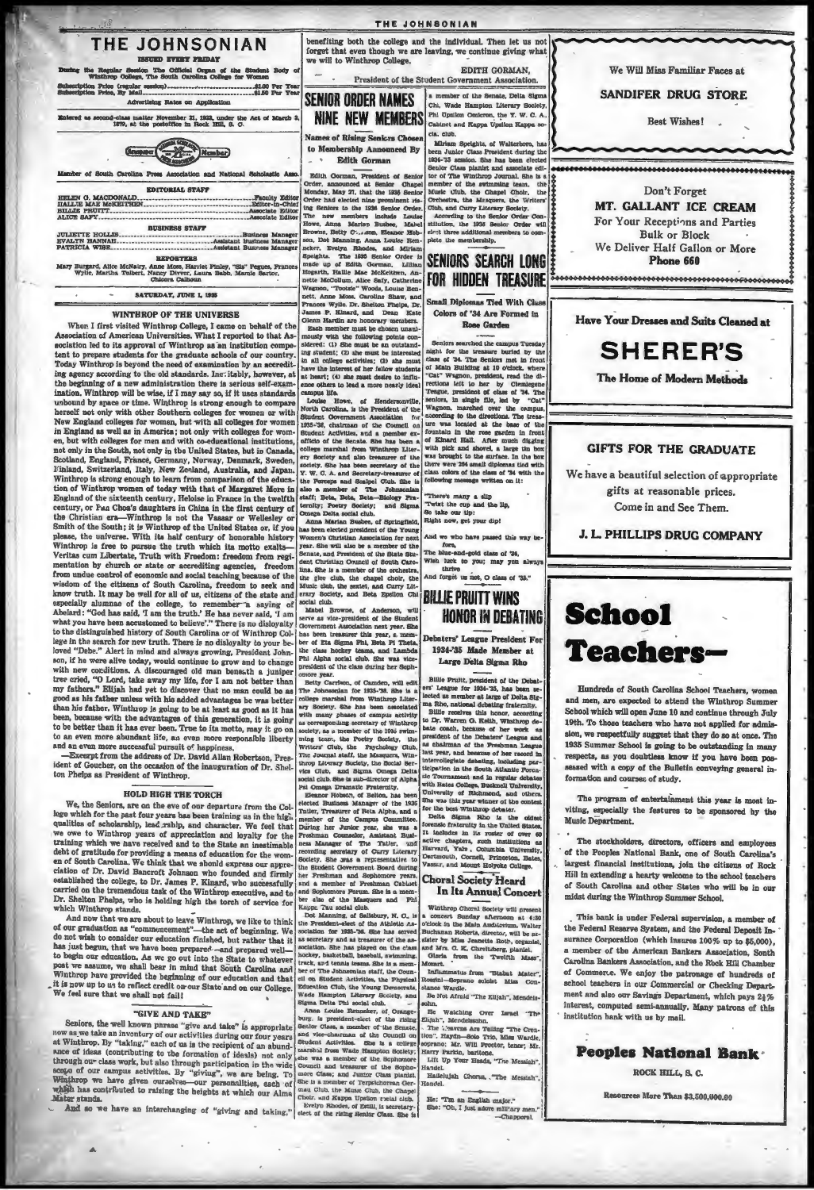# THE JOHNSONIAN

ISSUED EVERY FRIDAY

During the Regular Session The Official Organ of the Student Body of Winthrop College, The South Carolina College for Women

Subscription Price (regular session) .......... $1.00 Per Year
Subscription Price, By Mail .......... $1.50 Per Year

Advertising Rates on Application

Entered as second-class matter November 21, 1923, under the Act of March 3, 1879, at the postoffice in Rock Hill, S. C.

Member of South Carolina Press Association and National Scholastic Asso.

**EDITORIAL STAFF**

HELEN G. MACDONALD .......... Faculty Editor
HALLIE MAE McKEITHEN .......... Editor-in-Chief
BILLIE PRUITT .......... Associate Editor
ALICE SAFY .......... Associate Editor

**BUSINESS STAFF**

JULIETTE HOLLIS .......... Business Manager
EVALYN HANNAH .......... Assistant Business Manager
PATRICIA WISE .......... Assistant Business Manager

**REPORTERS**

Mary Burgard, Alice McNairy, Anne Moss, Harriet Finley, "Sis" Pegues, Frances Wylie, Martha Tolbert, Nancy Divver, Laura Babb, Mamie Sartor, Chicora Calhoun

SATURDAY, JUNE 1, 1935

## WINTHROP OF THE UNIVERSE

When I first visited Winthrop College, I came on behalf of the Association of American Universities. What I reported to that Association led to its approval of Winthrop as an institution competent to prepare students for the graduate schools of our country. Today Winthrop is beyond the need of examination by an accrediting agency according to the old standards. Inevitably, however, at the beginning of a new administration there is serious self-examination. Winthrop will be wise, if I may say so, if it uses standards unbound by space or time. Winthrop is strong enough to compare herself not only with other Southern colleges for women or with New England colleges for women, but with all colleges for women in England as well as in America; not only with colleges for women, but with colleges for men and with co-educational institutions, not only in the South, not only in the United States, but in Canada, Scotland, England, France, Germany, Norway, Denmark, Sweden, Finland, Switzerland, Italy, New Zealand, Australia, and Japan. Winthrop is strong enough to learn from comparison of the education of Winthrop women of today with that of Margaret More in England of the sixteenth century, Heloise in France in the twelfth century, or Pan Chao's daughters in China in the first century of the Christian era—Winthrop is not the Vassar or Wellesley or Smith of the South; it is Winthrop of the United States or, if you please, the universe. With its half century of honorable history Winthrop is free to pursue the truth which its motto exalts—Veritas cum Libertate, Truth with Freedom: freedom from regimentation by church or state or accrediting agencies, freedom from undue control of economic and social teaching because of the wisdom of the citizens of South Carolina, freedom to seek and know truth. It may be well for all of us, citizens of the state and especially alumnae of the college, to remember a saying of Abelard: "God has said, 'I am the truth.' He has never said, 'I am what you have been accustomed to believe'." There is no disloyalty to the distinguished history of South Carolina or of Winthrop College in the search for new truth. There is no disloyalty to your beloved "Debe." Alert in mind and always growing, President Johnson, if he were alive today, would continue to grow and to change with new conditions. A discouraged old man beneath a juniper tree cried, "O Lord, take away my life, for I am not better than my fathers." Elijah had yet to discover that no man could be as good as his father unless with his added advantages he was better than his father. Winthrop is going to be at least as good as it has been, because with the advantages of this generation, it is going to be better than it has ever been. True to its motto, may it go on to an even more abundant life, an even more responsible liberty and an even more successful pursuit of happiness.

—Excerpt from the address of Dr. David Allan Robertson, President of Goucher, on the occasion of the inauguration of Dr. Shelton Phelps as President of Winthrop.

## HOLD HIGH THE TORCH

We, the Seniors, are on the eve of our departure from the College which for the past four years has been training us in the high qualities of scholarship, leadership, and character. We feel that we owe to Winthrop years of appreciation and loyalty for the training which we have received and to the State an inestimable debt of gratitude for providing a means of education for the women of South Carolina. We think that we should express our appreciation of Dr. David Bancroft Johnson who founded and firmly established the college, to Dr. James P. Kinard, who successfully carried on the tremendous task of the Winthrop executive, and to Dr. Shelton Phelps, who is holding high the torch of service for which Winthrop stands.

And now that we are about to leave Winthrop, we like to think of our graduation as "commencement"—the act of beginning. We do not wish to consider our education finished, but rather that it has just begun, that we have been prepared—and prepared well—to begin our education. As we go out into the State to whatever post we assume, we shall bear in mind that South Carolina and Winthrop have provided the beginning of our education and that it is now up to us to reflect credit on our State and on our College. We feel sure that we shall not fail!

## "GIVE AND TAKE"

Seniors, the well known phrase "give and take" is appropriate now as we take an inventory of our activities during our four years at Winthrop. By "taking," each of us is the recipient of an abundance of ideas contributing to the formation of ideals) not only through our class work, but also through participation in the wide scope of our campus activities. By "giving", we are being. To Winthrop we have given ourselves—our personalities, each of which has contributed to raising the heights at which our Alma Mater stands.

And so we have an interchanging of "giving and taking," benefiting both the college and the individual. Then let us not forget that even though we are leaving, we continue giving what we will to Winthrop College.

EDITH GORMAN,
President of the Student Government Association.

## SENIOR ORDER NAMES NINE NEW MEMBERS

### Names of Rising Seniors Chosen to Membership Announced By Edith Gorman

Edith Gorman, President of Senior Order, announced at Senior Chapel Monday, May 27, that the 1936 Senior Order had elected nine prominent rising Seniors to the 1936 Senior Order. The new members include Louise Howe, Anna Marian Busbee, Mabel Browne, Betty Carrison, Eleanor Hobson, Dot Manning, Anna Louise Renneker, Evelyn Rhodes, and Miriam Speights. The 1935 Senior Order is made up of Edith Gorman, Lillian Hogarth, Hallie Mae McKeithen, Annette McCollum, Alice Safy, Catherine Wagnon, "Tootsie" Woods, Louise Bennett, Anne Moss, Caroline Shaw, and Frances Wylie. Dr. Shelton Phelps, Dr. James P. Kinard, and Dean Kate Glenn Hardin are honorary members.

Each member must be chosen unanimously with the following points considered: (1) She must be an outstanding student; (2) she must be interested in all college activities; (3) she must have the interest of her fellow students at heart; (4) she must desire to influence others to lead a more nearly ideal campus life.

Louise Howe, of Hendersonville, North Carolina, is the President of the Student Government Association for 1935-'36, chairman of the Council on Student Activities, and a member ex-officio of the Senate. She has been a college marshal from Winthrop Literary Society and also treasurer of the society. She has been secretary of the Y. W. C. A. and Secretary-treasurer of the Forceps and Scalpel Club. She is also a member of The Johnsonian staff; Beta, Beta, Beta—Biology Fraternity; Poetry Society; and Sigma Omega Delta social club.

Anna Marian Busbee, of Springfield, has been elected president of the Young Women's Christian Association for next year. She will also be a member of the Senate, and President of the State Student Christian Council of South Carolina. She is a member of the orchestra, the glee club, the chapel choir, the Music club, the sextet, and Curry Literary Society, and Beta Epsilon Chi social club.

Mabel Browne, of Anderson, will serve as vice-president of the Student Government Association next year. She has been treasurer this year, a member of Eta Sigma Phi, Beta Pi Theta, the class hockey teams, and Lambda Phi Alpha social club. She was vice-president of the class during her Sophomore year.

Betty Carrison, of Camden, will edit The Johnsonian for 1935-'36. She is a college marshal from Winthrop Literary Society. She has been associated with many phases of campus activity as corresponding secretary of Winthrop society, as a member of the 1934 swimming team, the Poetry Society, the Writers' Club, the Psychology Club, The Journal staff, the Masquers, Winthrop Literary Society, the Social Service Club, and Sigma Omega Delta social club. She is sub-director of Alpha Psi Omega Dramatic Fraternity.

Eleanor Hobson, of Belton, has been elected Business Manager of the 1936 Tatler, Treasurer of Beta Alpha, and a member of the Campus Committee. During her Junior year, she was a Freshman Counselor, Assistant Business Manager of The Tatler, and recording secretary of Curry Literary Society. She was a representative to the Student Government Board during her Freshman and Sophomore years, and a member of Freshman Cabinet and Sophomore Forum. She is a member also of the Masquers and Phi Kappa Tau social club.

Dot Manning, of Salisbury, N. C., is the President-elect of the Athletic Association for 1935-'36. She has served as secretary and as treasurer of the association. She has played on the class hockey, basketball, baseball, swimming, track, and tennis teams. She is a member of The Johnsonian staff, the Council on Student Activities, the Physical Education Club, the Young Democrats, Wade Hampton Literary Society, and Sigma Delta Phi social club.

Anna Louise Renneker, of Orangeburg, is president-elect of the rising Senior Class, a member of the Senate, and vice-chairman of the Council on Student Activities. She is a college marshal from Wade Hampton Society; she was a member of the Sophomore Council and treasurer of the Sophomore Class, and Junior Class pianist. She is a member of Terpsichorean Germans Club, the Music Club, the Chapel Choir, and Kappa Upsilon social club.

Evelyn Rhodes, of Estill, is secretary-elect of the rising Senior Class. She is a member of the Senate, Delta Sigma Chi, Wade Hampton Literary Society, Phi Upsilon Omicron, the Y. W. C. A. Cabinet and Kappa Upsilon Kappa social club.

Miriam Speights, of Walterboro, has been Junior Class President during the 1934-'35 session. She has been elected Senior Class pianist and associate editor of The Winthrop Journal. She is a member of the swimming team, the Music Club, the Chapel Choir, the Orchestra, the Masquers, the Writers' Club, and Curry Literary Society.

According to the Senior Order Constitution, the 1936 Senior Order will elect three additional members to complete the membership.

## SENIORS SEARCH LONG FOR HIDDEN TREASURE

### Small Diplomas Tied With Class Colors of '34 Are Formed in Rose Garden

Seniors searched the campus Tuesday night for the treasure buried by the class of '34. The Seniors met in front of Main Building at 10 o'clock, where "Cat" Wagnon, president, read the directions left to her by Clemiegene Teague, president of class of '34. The seniors, in single file, led by "Cat" Wagnon, marched over the campus, according to the directions. The treasure was located at the base of the fountain in the rose garden in front of Kinard Hall. After much digging with pick and shovel, a large tin box was brought to the surface. In the box there were 294 small diplomas tied with class colors of the class of '34 with the following message written on it:

"There's many a slip
'Twixt the cup and the lip,
So take our tip:
Right now, get your dip!

And we who have passed this way before,
The blue-and-gold class of '34,
Wish luck to you; may you always thrive
And forget us not, O class of '35."

## BILLIE PRUITT WINS HONOR IN DEBATING

### Debaters' League President For 1934-'35 Made Member at Large Delta Sigma Rho

Billie Pruitt, president of the Debaters' League for 1934-'35, has been selected as member at large of Delta Sigma Rho, national debating fraternity.

Billie receives this honor, according to Dr. Warren G. Keith, Winthrop debate coach, because of her work as president of the Debaters' League and as chairman of the Freshman League last year, and because of her record in intercollegiate debating, including participation in the South Atlantic Forensic Tournament and in regular debates with Bates College, Bucknell University, University of Richmond, and others. She was this year winner of the contest for the best Winthrop debater.

Delta Sigma Rho is the oldest forensic fraternity in the United States. It includes in its roster of over 60 active chapters, such institutions as Harvard, Yale, Columbia University, Dartmouth, Cornell, Princeton, Bates, Vassar, and Mount Holyoke College.

## Choral Society Heard In Its Annual Concert

Winthrop Choral Society will present a concert Sunday afternoon at 4:30 o'clock in the Main Auditorium. Walter Buchanan Roberts, director, will be assisted by Miss Jeanette Roth, organist, and Mrs. G. K. Christberg, pianist.

Gloria from the Twelfth Mass", Mozart.

Inflammatus from "Stabat Mater", Rossini—Soprano soloist Miss Constance Wardle.

Be Not Afraid "The Elijah", Mendelssohn.

He Watching Over Israel "The Elijah", Mendelssohn.

The Heavens Are Telling "The Creation", Haydn—Solo Trio, Miss Wardle, soprano; Mr. Will Proctor, tenor; Mr. Harry Parkin, baritone.

Lift Up Your Heads, "The Messiah", Handel.

Hallelujah Chorus, "The Messiah", Handel.

He: "I'm an English major."
She: "Oh, I just adore military men."
—Chaparral.

---

We Will Miss Familiar Faces at

**SANDIFER DRUG STORE**

Best Wishes!

---

Don't Forget

**MT. GALLANT ICE CREAM**

For Your Receptions and Parties
Bulk or Block
We Deliver Half Gallon or More
Phone 660

---

Have Your Dresses and Suits Cleaned at

**SHERER'S**

The Home of Modern Methods

---

**GIFTS FOR THE GRADUATE**

We have a beautiful selection of appropriate gifts at reasonable prices.
Come in and See Them.

**J. L. PHILLIPS DRUG COMPANY**

---

# School Teachers—

Hundreds of South Carolina School Teachers, women and men, are expected to attend the Winthrop Summer School which will open June 10 and continue through July 19th. To those teachers who have not applied for admission, we respectfully suggest that they do so at once. The 1935 Summer School is going to be outstanding in many respects, as you doubtless know if you have been possessed with a copy of the Bulletin conveying general information and courses of study.

The program of entertainment this year is most inviting, especially the features to be sponsored by the Music Department.

The stockholders, directors, officers and employees of the Peoples National Bank, one of South Carolina's largest financial institutions, join the citizens of Rock Hill in extending a hearty welcome to the school teachers of South Carolina and other States who will be in our midst during the Winthrop Summer School.

This bank is under Federal supervision, a member of the Federal Reserve System, and the Federal Deposit Insurance Corporation (which insures 100% up to $5,000), a member of the American Bankers Association, South Carolina Bankers Association, and the Rock Hill Chamber of Commerce. We enjoy the patronage of hundreds of school teachers in our Commercial or Checking Department and also our Savings Department, which pays 2½% interest, computed semi-annually. Many patrons of this institution bank with us by mail.

**Peoples National Bank**
ROCK HILL, S. C.

Resources More Than $3,500,000.00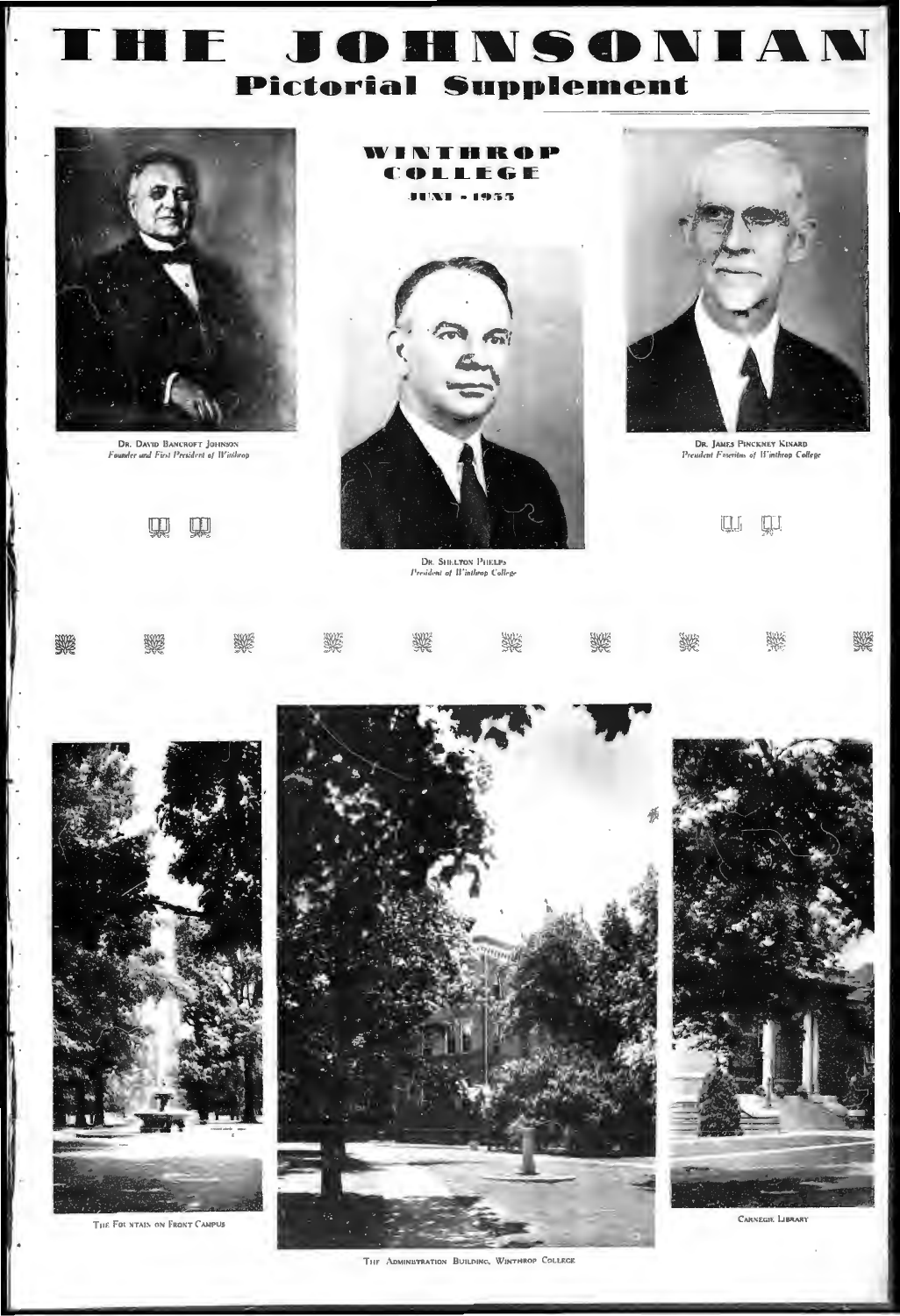# THE JOHNSONIAN
## Pictorial Supplement

WINTHROP COLLEGE
JUNE - 1955

DR. DAVID BANCROFT JOHNSON
*Founder and First President of Winthrop*

DR. SHELTON PHELPS
*President of Winthrop College*

DR. JAMES PINCKNEY KINARD
*President Emeritus of Winthrop College*

THE FOUNTAIN ON FRONT CAMPUS

THE ADMINISTRATION BUILDING, WINTHROP COLLEGE

CARNEGIE LIBRARY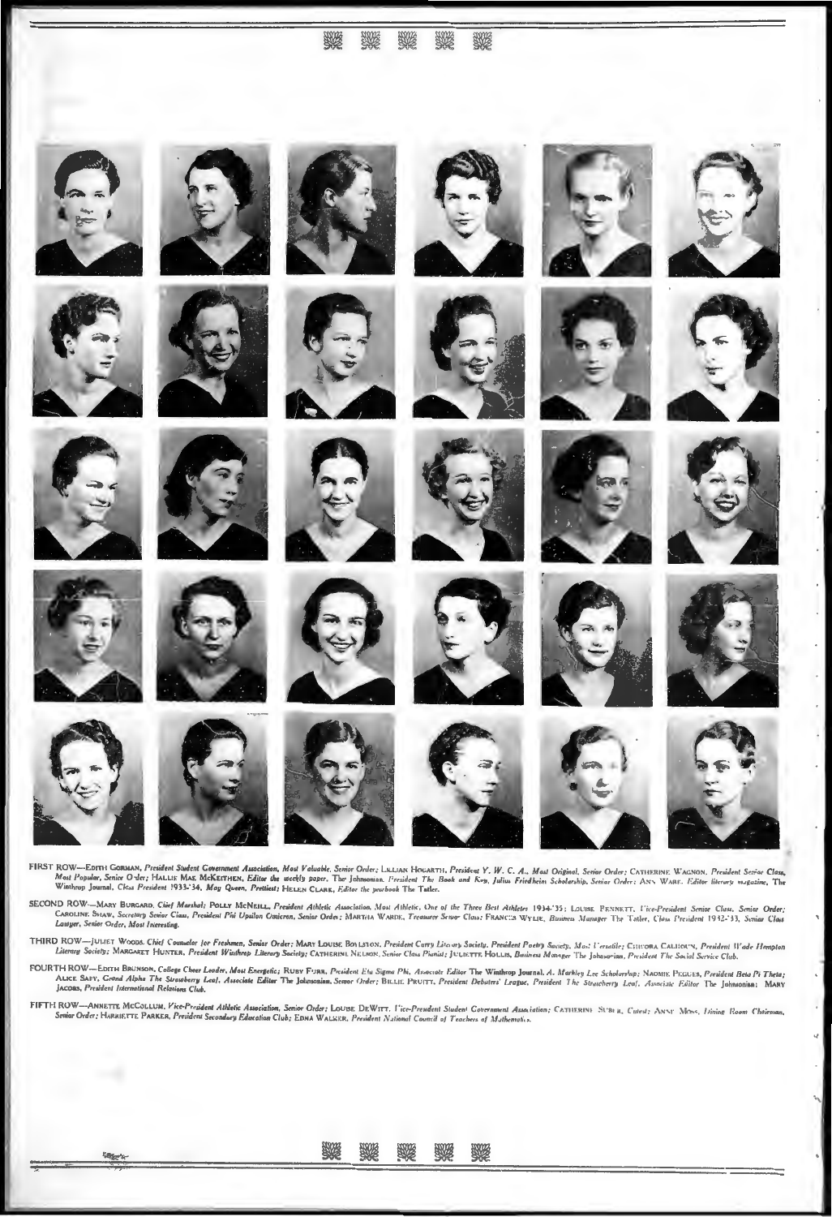FIRST ROW—EDITH GORMAN, *President Student Government Association, Most Valuable, Senior Order;* LILLIAN HOGARTH, *President Y. W. C. A., Most Original, Senior Order;* CATHERINE WAGNON, *President Senior Class, Most Popular, Senior Order;* HALLIE MAE MCKEITHEN, *Editor the weekly paper,* The Johnsonian, *President The Book and Key, Julius Friedheim Scholarship, Senior Order;* ANN WARE, *Editor literary magazine,* The Winthrop Journal, *Class President 1933-'34, May Queen, Prettiest;* HELEN CLARK, *Editor the yearbook* The Tatler.

SECOND ROW—MARY BURGARD, *Chief Marshal;* POLLY MCNEILL, *President Athletic Association, Most Athletic, One of the Three Best Athletes 1934-'35;* LOUISE FENNETT, *Vice-President Senior Class, Senior Order;* CAROLINE SHAW, *Secretary Senior Class, President Phi Upsilon Omicron, Senior Order;* MARTHA WARDE, *Treasurer Senior Class;* FRANCES WYLIE, *Business Manager* The Tatler, *Class President 1932-'33, Senior Class Lawyer, Senior Order, Most Interesting.*

THIRD ROW—JULIET WOODS, *Chief Counselor for Freshmen, Senior Order;* MARY LOUISE BOYLSTON, *President Curry Literary Society, President Poetry Society, Most Versatile;* CHICORA CALHOUN, *President Wade Hampton Literary Society;* MARGARET HUNTER, *President Winthrop Literary Society;* CATHERINE NELSON, *Senior Class Pianist;* JULIETTE HOLLIS, *Business Manager* The Johnsonian, *President The Social Service Club.*

FOURTH ROW—EDITH BRUNSON, *College Cheer Leader, Most Energetic;* RUBY FURR, *President Eta Sigma Phi, Associate Editor* The Winthrop Journal, *A. Markley Lee Scholarship;* NAOMIE PEGUES, *President Beta Pi Theta;* ALICE SAFY, *Grand Alpha The Strawberry Leaf, Associate Editor* The Johnsonian, *Senior Order;* BILLIE PRUITT, *President Debaters' League, President The Strawberry Leaf, Associate Editor* The Johnsonian; MARY JACOBS, *President International Relations Club.*

FIFTH ROW—ANNETTE MCCOLLUM, *Vice-President Athletic Association, Senior Order;* LOUISE DEWITT, *Vice-President Student Government Association;* CATHERINE SUBER, *Cutest;* ANNE MOSS, *Dining Room Chairman, Senior Order;* HARRIETTE PARKER, *President Secondary Education Club;* EDNA WALKER, *President National Council of Teachers of Mathematics.*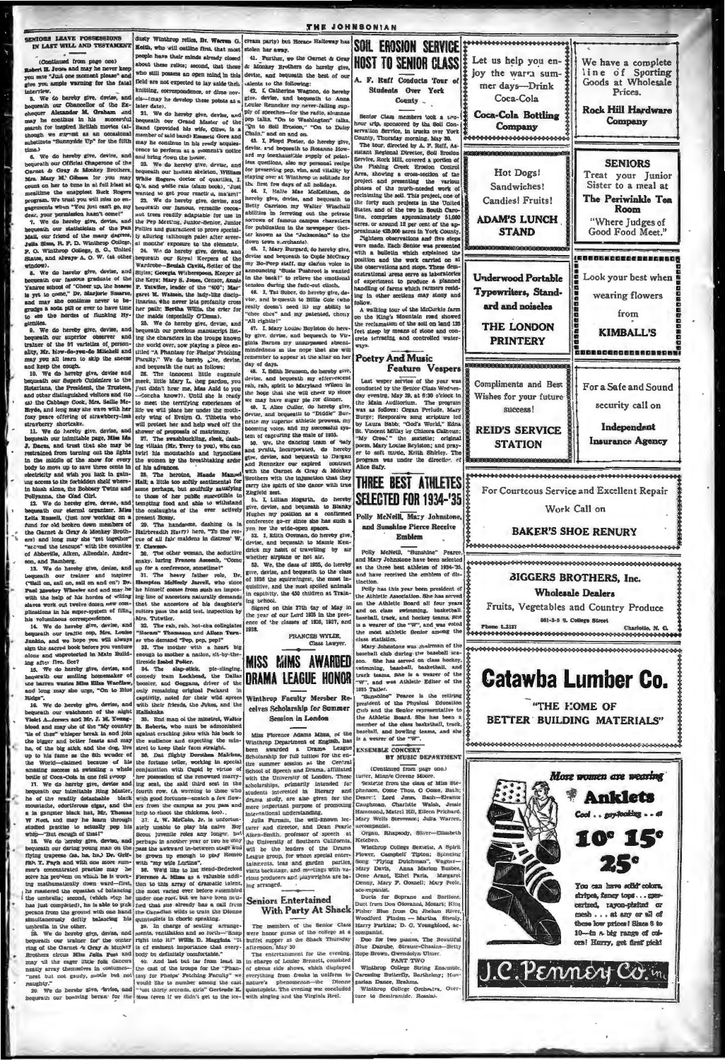## SENIORS LEAVE POSSESSIONS IN LAST WILL AND TESTAMENT

(Continued from page one)

Robert H. Jones and may he never keep you save "Just one moment please" and give you ample warning for the fatal interview.

5. We do hereby give, devise, and bequeath our Chancellor of the Exchequer Alexander M. Graham and may he continue in his successful search for inspired British movies (although we suggest as an occasional substitute "Sunnyside Up" for the fifth time.)

6. We do hereby give, devise, and bequeath our Official Chaperone of the Garnet & Gray & Monkey Brothers, Mrs. Mary M. Gibson (or you may count on her to tune in at full blast at mealtime the snappiest Buck Rogers program. We trust you will miss no engagements when "You just can't go, my dear, your permission hasn't come!"

7. We do hereby give, devise, and bequeath our statistician of the Post Mail, our friend of the many degrees, Julia Sims, R. F. D. Winthrop College, P. O. Winthrop College, S. C., United States, and always A. O. W. (at other window).

8. We do hereby give, devise, and bequeath our famous graduate of the Yankee school of "Cheer up, the bears is yet to come," Dr. Marjorie Smarse, and may she continue never to begrudge a soda pill or ever to have time for the hordes of flunking Hygienites.

9. We do hereby give, devise, and bequeath our superior observer and trainer of the 57 varieties of personality, Mr. How-do-you-do Mitchell and may you all learn to skip the sneeze and keep the cough.

10. We do hereby give, devise and bequeath our Superb Cuisiniere to the Rotarians, the President, the Trustees, and other distinguished visitors and (to us) the Cabbage Cook, Mrs. Sallie McBryde, and long may she wave with her foxy peace offering of strawberry-less strawberry shortcake.

11. We do hereby give, devise, and bequeath our inimitable page, Miss Ida J. Dacus, and trust that she may be restrained from turning out the lights in the middle of the show for every body to move up to save three cents in electricity and wish you luck in gaining access to the forbidden shelf where in blush alone, the Bobbsey Twins and Pollyanna, the Glad Girl.

12. We do hereby give, devise, and bequeath our eternal organizer, Miss Leila Russell, (just now working on a fund for old broken down members of the Garnet & Gray & Monkey Brothers) and long may she "get together" "around the teacups" with the counties of Abbeville, Aiken, Allendale, Anderson, and Bamberg.

13. We do hereby give, devise, and bequeath our trainer and inspirer ("Roll on, roll on, roll on") Dr. Paul Mowbry Wheeler and and may he with the help of his hordes of willing slaves work out twelve dozen new complications in his super-system of illus. his voluminous correspondence.

14. We do hereby give, devise, and bequeath our traffic cop, Mrs. Louise Jenkins, and we hope you will always sign the sacred book before you venture alone and unprotected in Main Building after 10. See?

15. We do hereby give, devise, and bequeath our smiling homemaker of the barren wastes Miss Eliza Wardlaw, and long may she urge, "On to Blue Ridge".

16. We do hereby give, devise, and bequeath our watchmen of the night Violet A. Jones and Mr. J. M. Young—blood and may she of the "My country 'tis of thee" whisper break in and join the bigger and better feasts and may he, of the big stick and the dog, live up to his fame as the 8th wonder of the World—claimed because of his massive success at swatting a whole bottle of Coca-Cola in one fell swoop.

17. We do hereby give, devise and bequeath our inimitable Big Bertha—he of the readily detachable black moustache, odoriferous cigar, and the is a gangster black hat, Mr. Thomas W. Noel, and may he learn through studied practise to actually pop his whip—"But enough of that!"

18. We do hereby give, devise, and bequeath our daring young man on the flying trapeze (he, he, he,) Dr. Griffith T. Pugh and with one more summer's concentrated practise may he solve his problem on which he is working mathematically down ward—first, he mastered the equation of balancing the umbrella; second, (which step he has just completed), he is able to pick pecans from the ground with one hand simultaneously deftly balancing his umbrella in the other.

19. We do hereby give, devise, and bequeath our trainer for the center ring of the Garnet & Gray & Monkey Brothers circus Miss Julia Post and may all the eager little folk dancers neatly array themselves in costumes—"neat but not gaudy, subtle but not naughty."

20. We do hereby give, devise, and bequeath our booming baton for the dusty Winthrop relics, Dr. Warren G. Keith, who will outline first, that most people have their minds already closed about these relics; second, that those who still possess an open mind in this knitting, correspondence, or dime novels—(may he develop these points at a later date).

21. We do hereby give, devise, and bequeath our Grand Master of the Band (provided his wife, Olive, is a member of said band) Kennet Gore and may he continue in his ready acquiescence to perform at a moment's notice and bring down the house.

22. We do hereby give, devise, and bequeath our human skeleton, William White Rogers, doctor of quartiles, I. Q.'s, and white rats (slam book), "Just wanted to get your reactiu'n, ma'am!"

23. We do hereby give, devise, and bequeath our famous, versatile coconut trees ready adaptable for use in the Pep Meeting, Junior-Senior, Junior Follies and guaranteed to prove specially alluring (although paler after several months' exposure to the elements.)

24. We do hereby give, devise, and bequeath our Royal Keepers of the Wardrobe—Beulah Cavitt, Setter of the Styles; Georgia Witherspoon, Keeper of the Keys; Mary S. Jones, Censor, Annie F. Tutwiler, leader of the "400"; Margaret M. Watson, the lady-like disciplinarian, who never lets profanity cross her path; Bertha Willis, the crier for the maids (especially O'Dean).

25. We do hereby give, devise, and bequeath our precious manuscript listing the characters in the troupe known the world over, now playing a piece entitled "A Phantasy for Phelps' Fetching Faculty." We do hereby give, devise, and bequeath its cast as follows:

26. The innocent little ingenue meek, little Mary L. (beg pardon, you just didn't hear me, Miss Auld to you—Gotcha know?). Until she is ready to meet the terrifying experiences of life we will place her under the motherly wing of Evelyn O. Tibbets who will protect her and help ward off the shower of proposals of matrimony.

27. The swashbuckling, sleek, dashing villain (Mr. Terry to you), who can twirl his moustache and hypnotize the women by the breathtaking ardor of his advances.

28. The heroine, Maude Mannel Hall; a little too softly sentimental for some perhaps, but soulfully satisfying to those of her public susceptible to tempting food and able to withstand the onslaughts of the ever actively present Bossy.

29. The handsome, dashing (a la Hairbreadth Harry) hero, "To the rescue of all fair maidens in distress" W. T. Cawson.

30. The other woman, the seductive snaky, luring Frances Aseseh, "Come up for a conference, sometime!"

31. The heavy father role, Dr. Hampton McNeely Jarrell, who since he himself comes from such an imposing line of ancestors naturally demands that the ancestors of his daughter's suitors pass the acid test, inspection by Mrs. Tutwiler.

32. The rah, rah, hot-cha collegiates "Socam" Thomason and Aileen Turner who demand "Pep, pep, pep!"

33. The mother with a heart big enough to mother a nation, sit-by-the-fireside Isabel Felder.

34. The slap-stick, pie-slinging, comedy team Lockhead, the Dallas booster, and Goggans, driver of the only remaining original Packard in captivity, noted for their wild sprees with their friends, the Jukes, and the Kallakaks.

35. End man of the minstrel, Walter B. Roberts, who must be admonished against cracking jokes with his back to the audience and expecting the minstrel to keep their faces straight.

36. Dat flighty Dorothea Malchus, the fortune teller, working in special conjunction with Cupid by virtue of her possession of the renowned marrying seat, the said third seat in the fourth row. (A warning to those who wish good fortune—watch a few flowers from the campus as you pass and help to shoot the chickens, too).

37. J. W. McCain, Jr. is unfortunately unable to play his naive Boy Scout; juvenile roles any longer, but perhaps in another year or two he may pass the awkward in-between stage and be grown up enough to play Romeo with "my wife Lurline".

38. We'd like to list tried-Bedecked Florence A. Mims as a valuable addition to this array of dramatic talent, the most varied ever before assembled under one roof, but we have been notified that she already has a call from the Canadian wilds to train the Dionne quintuplets in choric speaking.

39. In charge of seating arrangements, ventilation and so forth—"Step right into it!" Willis D. Magginis "It is of eminent importance that everybody be definitely comfortable."

40. And last but far from least in the cast of the troupe for the "Phantasy for Phelps' Fetching Faculty" we would like to number among the cast "just thirty seconds, girls" Gertrude K. Moss (even if we didn't get to the ice-cream party) but Horace Holloway has stolen her away.

41. Further, we the Garnet & Gray & Monkey Brothers do hereby give, devise, and bequeath the best of our talents to the following:

42. I, Catherine Wagnon, do hereby give, devise, and bequeath to Anna Louise Rennicker my never-failing supply of speeches—for the radio, alumnae pep talks, "On to Washington" talks, "On to Bull Session," "On to Daisy Chain," and on and on.

43. I, Floyd Foster, do hereby give, devise, and bequeath to Roxanne Howard my inexhaustible supply of pointless questions, also my personal recipe for preserving pep, vim, and vitality by staying over at Winthrop in solitude for the first few days of all holidays.

44. I, Hallie Mae McKeithen, do hereby give, devise, and bequeath to Betty Carrison my Walter Winchell abilities in ferreting out the private sorrows of famous campus characters for publication in the newspaper (better known as the "Jacksonian" to the down town merchants).

45. I, Mary Burgard, do hereby give, devise and bequeath to Ogie McCrary my Bo-Peep staff, my clarion voice in announcing "Susie Pushroot is wanted in the back!" to relieve the emotional tension during the fade-out clinch.

46. I, Tat Suber, do hereby give, devise, and bequeath to Billie Cole (who really doesn't need it) my ability to "chew docs" and my patented, cheery "All righttie!"

47. I, Mary Louise Boylston do hereby give, devise, and bequeath to Virginia Barnes my unsurpassed absent-mindedness in the hope that she will remember to appear at the altar on her day of days.

48. I, Edith Brunson, do hereby give, devise, and bequeath my effervescent rah, rah, spirit to Maryland Wilson in the hope that she will cheer up since we may have sugar pie for dinner.

49. I, Alice Culler, do hereby give, devise, and bequeath to "Diddle" Burnette my superior athletic prowess, my booming voice, and my successful system of capturing the male of 1935.

50. We, the dancing team of Sally and pruitt, Incorporated, do hereby give, devise, and bequeath to Dargan and Rennicker our expired contract with the Garnet & Gray & Monkey Brothers with the injunction that they carry the spirit of the dancer with true Ziegfeld zest.

51. I, Lillian Hogarth, do hereby give, devise, and bequeath to Blanky Hughes my position as a confirmed conference go-er since she has such a yen for the wide-open spaces.

52. I, Edith Gorman, do hereby give, devise, and bequeath to Mamie Kendrick my habit of travelling by air whether airplane or hot air.

53. We, the class of 1935, do hereby give, devise, and bequeath to the class of 1936 the squirmingest, the most inquisitive, and the most spoiled animals in captivity, the 450 children at Training school.

Signed on this 27th day of May in the year of our Lord 1935 in the presence of the classes of 1936, 1937, and 1938.

FRANCES WYLIE,
Class Lawyer.

## SOIL EROSION SERVICE HOST TO SENIOR CLASS

### A. F. Ruff Conducts Tour of Students Over York County

Senior Class members took a two-hour trip, sponsored by the Soil Conservation Service, in trucks over York County, Thursday morning, May 30.

The tour, directed by A. F. Ruff, Assistant Regional Director, Soil Erosion Service, Rock Hill, covered a portion of the Fishing Creek Erosion Control Area, showing a cross-section of the project and presenting the various phases of the much-needed work of reclaiming the soil. This project, one of the forty such projects in the United States, and of the two in South Carolina, comprises approximately 51,000 acres, or around 12 per cent of the approximate 429,000 acres in York County.

Eighteen observations and five stops were made. Each Senior was presented with a bulletin which explained the position and the work carried on at the observations and stops. These demonstrational areas serve as laboratories of experiment to produce a planned handling of farms which farmers residing in other sections may study and follow.

A walking tour of the McCorkle farm on the King's Mountain road showed the reclamation of the soil on land 125 feet steep by means of stone and concrete terracing and controlled waterways.

## Poetry And Music Feature Vespers

Last vesper service of the year was conducted by the Senior Class Wednesday evening, May 29, at 6:30 o'clock in the Main Auditorium. The program was as follows: Organ Prelude, Mary Burge; Responsive song scripture led by Laura Babb; "God's World," Edna St. Vincent Millay by Chloris Calhoun; "My Creed" the sextette; original poem, Mary Louise Boylston; and prayer to soft music, Ruth Shirley. The program was under the direction of Alice Saly.

## MISS MIMS AWARDED DRAMA LEAGUE HONOR

### Winthrop Faculty Member Receives Scholarship for Summer Session in London

Miss Florence Adams Mims, of the Winthrop Department of English, has been awarded a Drama League Scholarship for full tuition for the entire summer session at the Central School of Speech and Drama, affiliated with the University of London. These scholarships, primarily intended for students interested in literary and drama study, are also given for the more important purpose of promoting international understanding.

Julia Furnam, the well-known lecturer and director, and Dean Pearle Aiken-Smith, professor of speech at the University of Southern California, will be the leaders of the Drama League group, for whom special entertainments, teas and garden parties, visits backstage, and meetings with various producers and playwrights are being arranged.

## Seniors Entertained With Party At Shack

The members of the Senior Class were honor guests of the college at a buffet supper at the Shack Thursday afternoon, May 30.

The entertainment for the evening, in charge of Louise Bennett, consisted of circus side shows, which displayed everything from freaks in uniform to nature's phenomenon—the Dionne quintuplets. The evening was concluded with singing and the Virginia Reel.

## THREE BEST ATHLETES SELECTED FOR 1934-'35

### Polly McNeill, Mary Johnstone, and Sunshine Pierce Receive Emblem

Polly McNeill, "Sunshine" Pearce, and Mary Johnstone have been selected as the three best athletes of 1934-'35, and have received the emblem of distinction.

Polly has this year been president of the Athletic Association. She has served on the Athletic Board all four years and on class swimming, basketball, baseball, track, and hockey teams. She is a wearer of the "W", and was voted the most athletic Senior among the class statistics.

Mary Johnstone was chairman of the baseball club during the baseball season. She has served on class hockey, swimming, baseball, basketball, and track teams. She is a wearer of the "W", and was Athletic Editor of the 1935 Tatler.

"Sunshine" Pearce is the retiring president of the Physical Education Club and the Senior representative to the Athletic Board. She has been a member of the class basketball, track, baseball, and bowling teams, and she is a wearer of the "W".

## ENSEMBLE CONCERT BY MUSIC DEPARTMENT

(Continued from page one)

turier, Minnie Greene Moore.

Sextette from the class of Miss Stephenson, Come Thou, O Come, Bach; Descant, Lord Jesus, Bach—Eleanor Caughman, Charlotte Walsh, Jessie Hammond, Mabel Hill, Eileen Prichard, Mary Wells Stevenson; Julia Warren, accompanist.

Organ, Rhapsody, Silver—Elizabeth Kitchen.

Winthrop College Sextette, A Spirit Flower, Campbell Tipton; Spinning Song "Flying Dutchman", Wagner—Mary Davis, Anna Marion Busbee, Gene Arant, Ethel Paris, Margaret Denny, Mary F. Connell; Mary Peele, accompanist.

Duets for Soprano and Baritone, Duet from Don Giovanni, Mozart; King Fisher Blue from On Ishon River, Woodford Finden — Martha Shealy, Harry Perkins; D. C. Youngblood, accompanist.

Duo for two pianos, The Beautiful Blue Danube, Strauss-Chasins—Betty Hope Brown, Gwendolyn Ulmer.

PART TWO

Winthrop College String Ensemble, Caressing Butterfly, Barthelmy; Hungarian Dance, Brahms.

Winthrop College Orchestra, Overture to Semiramide, Rossini.

---

Let us help you enjoy the warm summer days—Drink Coca-Cola

**Coca-Cola Bottling Company**

---

We have a complete line of Sporting Goods at Wholesale Prices.

**Rock Hill Hardware Company**

---

Hot Dogs! Sandwiches! Candies! Fruits!

**ADAM'S LUNCH STAND**

---

**SENIORS**

Treat your Junior Sister to a meal at

**The Periwinkle Tea Room**

"Where Judges of Good Food Meet."

---

**Underwood Portable Typewriters, Standard and noiseless**

**THE LONDON PRINTERY**

---

Look your best when wearing flowers from

**KIMBALL'S**

---

Compliments and Best Wishes for your future success!

**REID'S SERVICE STATION**

---

For a Safe and Sound security call on

**Independent Insurance Agency**

---

For Courteous Service and Excellent Repair Work Call on

**BAKER'S SHOE RENURY**

---

**BIGGERS BROTHERS, Inc.**

Wholesale Dealers

Fruits, Vegetables and Country Produce

Phone 3-3157 — 501-3-5 S. College Street — Charlotte, N. C.

---

**Catawba Lumber Co.**

"THE HOME OF BETTER BUILDING MATERIALS"

---

More women are wearing **Anklets**

Cool . . . gay-looking . . . at

**10¢ 15¢ 25¢**

You can have solid colors, stripes, fancy tops . . . mercerized, rayon-plaited or mesh . . . at any or all of these low prices! Sizes 8 to 10—in a big range of colors! Hurry, get first pick!

**J.C. Penney Co. Inc.**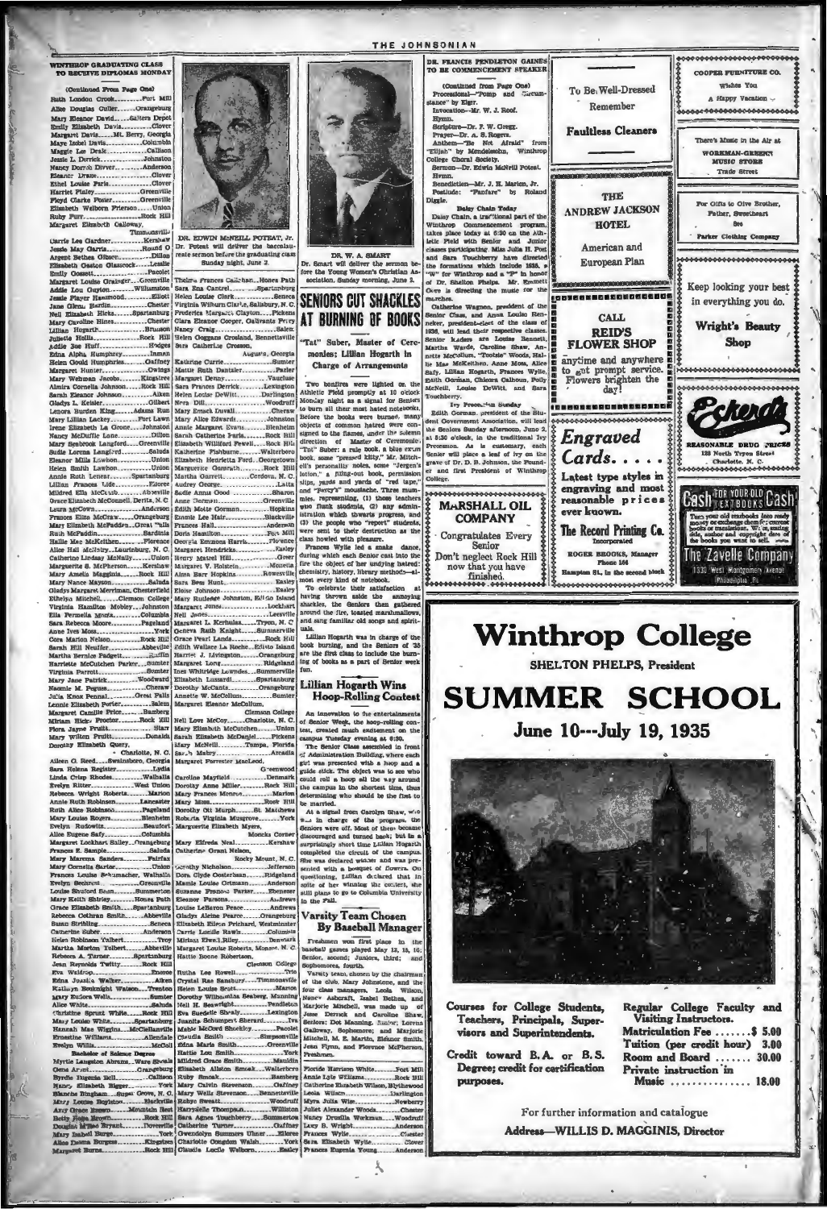## WINTHROP GRADUATING CLASS TO RECEIVE DIPLOMAS MONDAY

(Continued From Page One)

Ruth London Crook..........Fort Mill
Alice Douglas Culler..........Orangeburg
Mary Eleanor David.......Salters Depot
Emily Elizabeth Davis..........Clover
Margaret Davis.......Mt. Berry, Georgia
Maye Isobel Davis..........Columbia
Maggie Lee Deal..........Callison
Jessie L. Derrick..........Johnston
Nancy Dorroh Dilver..........Anderson
Eleanor Drane..........Clover
Ethel Louise Faris..........Clover
Harriet Finley..........Greenville
Floyd Clarke Fowler..........Greenville
Elizabeth Welborn Frierson.......Union
Ruby Furr..........Rock Hill
Margaret Elizabeth Calloway, Timmonsville
Carrie Lee Gardner..........Kershaw
Jessie May Garvin..........Round O
Argent Bethea Gibson..........Dillon
Elizabeth Gaston Glasscock.......Leslie
Emily Gossett..........Pacolet
Margaret Louise Grainger....Greenville
Addie Lou Guyton..........Williamston
Jessie Player Hammond..........Elliott
Jane Glenn Hardin..........Chester
Nell Elizabeth Hicks.......Spartanburg
Mary Caroline Hines..........Chester
Lillian Hogarth..........Brunson
Juliette Hollis..........Rock Hill
Addie Sue Huff..........Hodges
Edna Alpha Humphrey..........Inman
Helen Gould Humphries.......Gaffney
Margaret Hunter..........Owings
Mary Webman Jacobs..........Kingstree
Almira Cornelia Johnson......Rock Hill
Sarah Eleanor Johnson..........Aiken
Gladys L. Keisler..........Gilbert
Lenora Burden King.......Adams Run
Mary Lillian Lackey..........Fort Lawn
Irene Elizabeth La Grone....Johnston
Nancy McDuffie Lane..........Dillon
Mary Seabrook Langford.....Greenville
Sudie Lorena Langford..........Saluda
Eleanor Mills Lawhon..........Union
Helen Smith Lawhon..........Union
Annie Ruth Lenear..........Spartanburg
Lillian Frances Lide..........Elloree
Mildred Ella McCaub..........Abbeville
Grace Elizabeth McConnell, Derita, N. C
Laura McCown..........Anderson
Frances Ellse McCraw.......Orangeburg
Mary Elizabeth McFadden..Great Falls
Ruth McFaddin..........Bardinia
Hallie Mae McKeithen..........Florence
Alice Hall McLeish.......Laurinburg, N. C.
Catherine Lindsay McNally.......Union
Marguerite S. McPherson......Kershaw
Mary Amelia Maggiola..........Rock Hill
Mary Nance Mayson..........Saluda
Gladys Margaret Merriman, Chesterfield
Ethelyn Mitchell.......Clemson College
Virginia Hamilton Mobley....Johnston
Ella Fermella Morfa..........Columbia
Sara Rebecca Moore..........Pageland
Anne Ives Moss..........York
Cora Marion Nelson..........Rock Hill
Sarah Hill Neuffer..........Abbeville
Martha Bernice Padgett..........Ruffin
Harriette McCutchen Parker....Sumter
Virginia Parrott..........Sumter
Mary Jane Patrick..........Woodward
Naomie M. Pegues..........Cheraw
Julia Knox Pennal..........Great Falls
Lonnie Elizabeth Porter..........Salem
Margaret Camille Price..........Bamberg
Miriam Hicks Proctor..........Rock Hill
Flora Jayne Pruitt..........Starr
Mary Wilton Pruitt..........Donalds
Dorothy Elizabeth Query, Charlotte, N. C.
Aileen G. Reed....Swainsboro, Georgia
Sara Helena Register..........Lydia
Linda Crisp Rhodes..........Walhalla
Evelyn Ritter..........West Union
Rebecca Wright Roberts..........Marion
Annie Ruth Robinson..........Lancaster
Ruth Alice Robinson..........Pageland
Mary Louise Rogers..........Blenheim
Evelyn Rudowitz..........Beaufort
Alice Eugene Safy..........Columbia
Margaret Lockhart Salley..Orangeburg
Frances E. Sample..........Saluda
Mary Marcuma Sanders..........Fairfax
Mary Cornelia Sartor..........Union
Frances Louise Schumacher, Walhalla
Evelyn Sechrest..........Greenville
Louise Shuford Senn..........Summerton
Mary Keith Shirley..........Honea Path
Grace Elizabeth Smith....Spartanburg
Rebecca Colhran Smith......Abbeville
Susan Stribling..........Seneca
Catherine Suber..........Anderson
Helen Robinson Talbert..........Troy
Martha Morton Tolbert......Abbeville
Rebecca A. Turner......Spartanburg
Jean Reynolds Twitty..........Rock Hill
Eva Waldrop..........Enoree
Edna Jessica Walker..........Aiken
Kathryn Bouknight Watson....Trenton
Mary Eudora Wells..........Sumter
Alice White..........Saluda
Christine Sprunt White.......Rock Hill
Mary Louise White..........Spartanburg
Hannah Mae Wiggins...McClellanville
Frostine Williams..........Allendale
Evelyn Willis..........McColl

**Bachelor of Science Degree**

Myrtle Langston Abrams..Ware Shoals
Gene Arant..........Orangeburg
Byrdie Eugenia Bell..........Callison
Nancy Elizabeth Bigger..........York
Marsha Bingham...Sugar Grove, N. C.
Mary Louise Boylston..........Blackville
Amy Grace Brown......Mountain Rest
Betty Sophia Brown..........Rock Hill
Dorothea Wylie Bryant......Dovesville
Mary Isabel Burge..........York
Alice Dianna Burgess..........Kingstree
Margaret Burns..........Rock Hill

DR. EDWIN McNEILL POTEAT, Jr. Dr. Poteat will deliver the baccalaureate sermon before the graduating class Sunday night, June 2.

Thelma Frances Callahan...Honea Path
Sara Ena Cantrel..........Spartanburg
Helen Louise Clark..........Seneca
Virginia Wilburn Clarke, Salisbury, N. C.
Frederica Margaret Clayton.....Pickens
Clara Eleanor Cooper, Calvants Ferry
Nancy Craig..........Salem
Helen Coggans Crosland, Bennettsville
Sara Catherine Cresson, Augusta, Georgia
Katherine Currie..........Sumter
Mattie Ruth Dantzler..........Parler
Margaret Denny..........Vaucluse
Sara Frances Derrick..........Lexington
Helen Louise DeWitt..........Darlington
Nera Dill..........Woodruff
Mary Emeck Duvall..........Cheraw
Mary Alice Edwards..........Johnston
Annie Margaret Evans..........Blenheim
Sarah Catherine Faris..........Rock Hill
Elizabeth Williford Fewell....Rock Hill
Katherine Fishburne..........Walterboro
Elizabeth Henrietta Ford...Georgetown
Marguerite Galbraith..........Rock Hill
Martha Garrett..........Cordova, N. C.
Audrey George..........Latta
Sadie Anna Good..........Sharon
Anne Gorman..........Greenville
Edith Mobie Gorman..........Hopkins
Ennnis Lee Hair..........Blackville
Frances Hall..........Anderson
Doris Hamilton..........Fort Mill
Georgia Emmons Harris..........Florence
Margaret Hendricks..........Easley
Henry Mabel Hill..........Greer
Margaret V. Holstein..........Monetta
Alma Barr Hopkins..........Rowesville
Sara Bess Hunt..........Easley
Eloise Johnson..........Easley
Mary Rutledge Johnston, Edisto Island
Margaret Jones..........Lockhart
Nell Jones..........Leesville
Margaret L. Kerhulas......Tryon, N. C.
Geneva Ruth Knight......Summerville
Grace Pearl Landa..........Rock Hill
Edith Wallace La Roche...Edisto Island
Harriet J. Livingston......Orangeburg
Margaret Long..........Ridgeland
Ines Whitridge Lowndes....Summerville
Elizabeth Lussard..........Spartanburg
Dorothy McCants..........Orangeburg
Annette W. McCollum..........Sumter
Margaret Eleanor McCollum, Clemson College
Nell Love McCoy......Charlotte, N. C.
Mary Elizabeth McCutchen.......Union
Sarah Elizabeth McDaniel......Pickens
Mary McNeill..........Tampa, Florida
Sarah Mabry..........Arcadia
Margaret Forrester MacLeod, Greenwood
Caroline Mayfield..........Denmark
Dorothy Anne Miller..........Rock Hill
Mary Frances Monroe..........Marion
Mary Moss..........Rock Hill
Dorothy Ott Murph......St. Matthews
Roberta Virginia Musgrove.......York
Marguerite Elizabeth Myers, Moncks Corner
Mary Elfreda Neal..........Kershaw
Catherine Grant Nelson, Rocky Mount, N. C.
Dorothy Nicholson..........Jefferson
Dora Clyde Oesterban......Ridgeland
Mamie Louise Ortmann.......Anderson
Suzanne Frances Parker.......Ebenezer
Eleanor Parsons..........Andrews
Louise LeBaron Peace..........Andrews
Gladys Aleine Pearce.......Orangeburg
Elizabeth Eileen Prichard, Westminster
Carrie Lucille Rawls..........Columbia
Miriam Elwell Riley..........Denmark
Margaret Louise Roberts, Monroe, N. C.
Hattie Boone Robertson, Clemson College
Ruth Lee Rowell..........Trio
Crystal Rae Sansbury......Timmonsville
Helen Louise Scott..........Marion
Dorothy Wilhelmina Seaborn, Manning
Nell H. Seawright..........Pendleton
Eva Burdette Shirley..........Lexington
Juanita Schumpert Sherard..........Iva
Mabel McCord Shockley..........Pacolet
Claudia Smith..........Simpsonville
Edna Marie Smith..........Greenville
Hattie Lou Smith..........York
Mildred Grace Smith..........Mauldin
Elizabeth Allston Smoak....Walterboro
Ruby Smoak..........Bamberg
Mary Calvin Stevenson.......Gaffney
Mary Wells Stevenson....Bennettsville
Robye Sweatt..........Woodruff
Harryelle Thompson..........Williston
Sara Agnes Touchberry....Summerton
Catherine Turner..........Gaffney
Gwendolyn Summers Ulmer.....Elloree
Charlotte Congdon Walsh..........York
Claudia Lucile Welborn..........Easley

DR. W. A. SMART Dr. Smart will deliver the sermon before the Young Women's Christian Association, Sunday morning, June 2.

## SENIORS CUT SHACKLES AT BURNING OF BOOKS

"Tat" Suber, Master of Ceremonies; Lillian Hogarth in Charge of Arrangements

Two bonfires were lighted on the Athletic Field promptly at 10 o'clock Monday night as a signal for Seniors to burn all their most hated notebooks. Before the books were burned, many objects of common hatred were consigned to the flames, under the solemn direction of Master of Ceremonies "Tat" Suber: a rule book, a blue exam book, some "pressed kitty," Mr. Mitchell's personality notes, some "Jergen's lotion," a filing-out book, permission slips, yards and yards of "red tape," and "Percy's" moustache. Three mummies, representing, (1) those teachers who flunk students, (2) any administration which thwarts progress, and (3) the people who "report" students, were sent to their destruction as the class howled with pleasure.

Frances Wylie led a snake dance, during which each Senior cast into the fire the object of her undying hatred—chemistry, history, library methods—almost every kind of notebook.

To celebrate their satisfaction at having thrown aside the annoying shackles, the Seniors then gathered around the fire, toasted marshmallows, and sang familiar old songs and spirituals.

Lillian Hogarth was in charge of the book burning, and the Seniors of '35 are the first class to include the burning of books as a part of Senior week fun.

### Lillian Hogarth Wins Hoop-Rolling Contest

An innovation to the entertainments of Senior Week, the hoop-rolling contest, created much excitement on the campus Tuesday evening at 6:30.

The Senior Class assembled in front of Administration Building, where each girl was presented with a hoop and a guide stick. The object was to see who could roll a hoop all the way around the campus in the shortest time, thus determining who should be the first to be married.

At a signal from Carolyn Shaw, who was in charge of the program, the Seniors were off. Most of them became discouraged and turned back; but in a surprisingly short time Lillian Hogarth completed the circuit of the campus. She was declared winner and was presented with a bouquet of flowers. On questioning, Lillian declared that in spite of her winning the contest, she still plans to go to Columbia University in the Fall.

### Varsity Team Chosen By Baseball Manager

Freshmen won first place in the baseball games played May 13, 15, 16; Senior, second; Juniors, third; and Sophomores, fourth.

Varsity team, chosen by the chairman of the club, Mary Johnstone, and the four class managers, Leola Wilson, Nancy Ashcraft, Isabel Bethea, and Marjorie Mitchell, was made up of Jesse Derrick and Caroline Shaw, Seniors; Dot Manning, Junior; Lorena Galloway, Sophomore; and Marjorie Mitchell, M. E. Martin, Eleanor Smith, Jean Flynn, and Florence McPherson, Freshmen.

Floride Harrison White..........Fort Mill
Annie Lyle Williams..........Rock Hill
Catherine Elizabeth Wilson, Blythewood
Leola Wilson..........Darlington
Myra Julia Wise..........Newberry
Juliet Alexander Woods..........Chester
Nancy Drusilla Workman....Woodruff
Lacy B. Wright..........Anderson
Frances Wylie..........Chester
Sara Elizabeth Wylie..........Clover
Frances Eugenia Young.......Anderson

## DR. FRANCIS PENDLETON GAINES TO BE COMMENCEMENT SPEAKER

(Continued from Page One)

Processional—"Pomp and Circumstance" by Elgar.
Invocation—Mr. W. J. Roof.
Hymn.
Scripture—Dr. F. W. Gregg.
Prayer—Dr. A. S. Rogers.
Anthem—"Be Not Afraid" from "Elijah" by Mendelssohn, Winthrop College Choral Society.
Sermon—Dr. Edwin McNeill Poteat.
Hymn.
Benediction—Mr. J. H. Marion, Jr.
Postlude: "Fanfare" by Roland Diggle.

### Daisy Chain Today

Daisy Chain, a traditional part of the Winthrop Commencement program, takes place today at 6:30 on the Athletic Field with Senior and Junior classes participating. Miss Julia H. Post and Sara Touchberry have directed the formations which include 1935, a "W" for Winthrop and a "P" in honor of Dr. Shelton Phelps. Mr. Emmett Gore is directing the music for the marches.

Catherine Wagner, president of the Senior Class, and Anne Louise Renneker, president-elect of the class of 1936, will lead their respective classes. Senior leaders are Louise Bennett, Martha Wardo, Caroline Shaw, Annette McCollum, "Tootsie" Woods, Hallie Mae McKeithen, Anne Moss, Alice Safy, Lillian Hogarth, Frances Wylie, Edith Gorman, Chicora Calhoun, Polly McNeill, Louise DeWitt, and Sara Touchberry.

Ivy Procession Sunday

Edith Gorman, president of the Student Government Association, will lead the Seniors Sunday afternoon, June 2, at 5:30 o'clock, in the traditional Ivy Procession. As is customary, each Senior will place a leaf of ivy on the grave of Dr. D. B. Johnson, the Founder and first President of Winthrop College.

To Be Well-Dressed Remember

**Faultless Cleaners**

THE ANDREW JACKSON HOTEL

American and European Plan

CALL REID'S FLOWER SHOP

anytime and anywhere to get prompt service. Flowers brighten the day!

**MARSHALL OIL COMPANY**

Congratulates Every Senior

Don't neglect Rock Hill now that you have finished.

*Engraved Cards.....*

Latest type styles in engraving and most reasonable prices ever known.

**The Record Printing Co.**
Incorporated

ROGER BROOKS, Manager
Phone 164
Hampton St., in the second block

COOPER FURNITURE CO.

Wishes You A Happy Vacation

There's Music in the Air at WORKMAN-GREEN MUSIC STORE
Trade Street

For Gifts to Olive Brother, Father, Sweetheart See
Parker Clothing Company

Keep looking your best in everything you do.

**Wright's Beauty Shop**

*Eckerd's*

REASONABLE DRUG PRICES
128 North Tryon Street
Charlotte, N. C.

**Cash** FOR YOUR OLD TEXTBOOKS **Cash**

Turn your old textbooks into ready money or exchange them for current books or translations. Write, stating title, author and copyright date of the books you want to sell.

**The Zavelle Company**
1330 West Montgomery Avenue
Philadelphia, Pa.

# Winthrop College

SHELTON PHELPS, President

# SUMMER SCHOOL

## June 10---July 19, 1935

Courses for College Students, Teachers, Principals, Supervisors and Superintendents.

Credit toward B. A. or B. S. Degree; credit for certification purposes.

Regular College Faculty and Visiting Instructors.

| | |
|---|---|
| Matriculation Fee | $ 5.00 |
| Tuition (per credit hour) | 3.00 |
| Room and Board | 30.00 |
| Private instruction in Music | 18.00 |

For further information and catalogue
Address—WILLIS D. MAGGINIS, Director